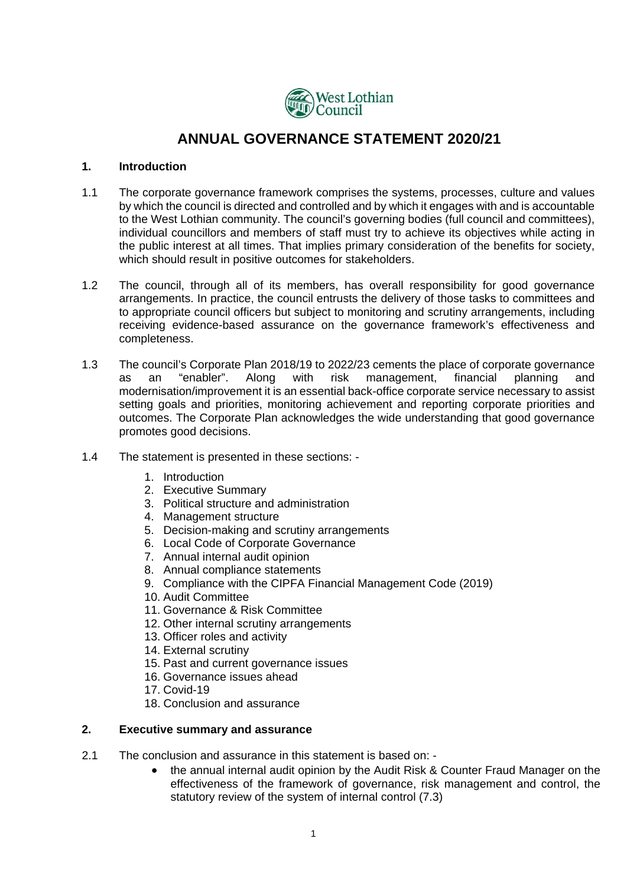West Lothian Council

# ANNUAL GOVERNANCE STATEMENT 2020/21

## 1. Introduction

1.1 The corporate governance framework comprises the systems, processes, culture and values by which the council is directed and controlled and by which it engages with and is accountable to the West Lothian community. The council's governing bodies (full council and committees), individual councillors and members of staff must try to achieve its objectives while acting in the public interest at all times. That implies primary consideration of the benefits for society, which should result in positive outcomes for stakeholders.

1.2 The council, through all of its members, has overall responsibility for good governance arrangements. In practice, the council entrusts the delivery of those tasks to committees and to appropriate council officers but subject to monitoring and scrutiny arrangements, including receiving evidence-based assurance on the governance framework's effectiveness and completeness.

1.3 The council's Corporate Plan 2018/19 to 2022/23 cements the place of corporate governance as an "enabler". Along with risk management, financial planning and modernisation/improvement it is an essential back-office corporate service necessary to assist setting goals and priorities, monitoring achievement and reporting corporate priorities and outcomes. The Corporate Plan acknowledges the wide understanding that good governance promotes good decisions.

1.4 The statement is presented in these sections: -

1. Introduction
2. Executive Summary
3. Political structure and administration
4. Management structure
5. Decision-making and scrutiny arrangements
6. Local Code of Corporate Governance
7. Annual internal audit opinion
8. Annual compliance statements
9. Compliance with the CIPFA Financial Management Code (2019)
10. Audit Committee
11. Governance & Risk Committee
12. Other internal scrutiny arrangements
13. Officer roles and activity
14. External scrutiny
15. Past and current governance issues
16. Governance issues ahead
17. Covid-19
18. Conclusion and assurance

## 2. Executive summary and assurance

2.1 The conclusion and assurance in this statement is based on: -

- the annual internal audit opinion by the Audit Risk & Counter Fraud Manager on the effectiveness of the framework of governance, risk management and control, the statutory review of the system of internal control (7.3)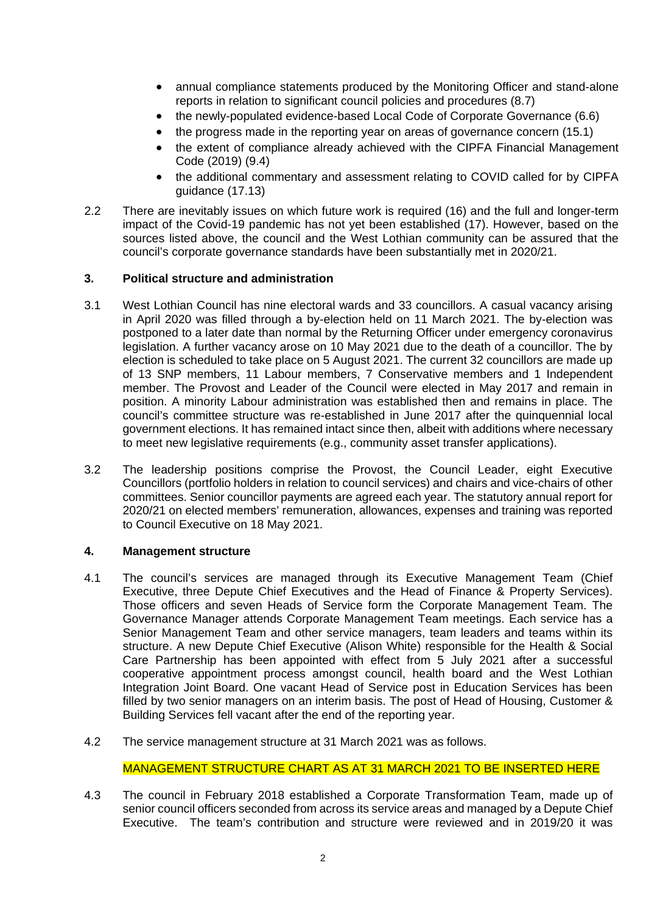- annual compliance statements produced by the Monitoring Officer and stand-alone reports in relation to significant council policies and procedures (8.7)
- the newly-populated evidence-based Local Code of Corporate Governance (6.6)
- the progress made in the reporting year on areas of governance concern (15.1)
- the extent of compliance already achieved with the CIPFA Financial Management Code (2019) (9.4)
- the additional commentary and assessment relating to COVID called for by CIPFA guidance (17.13)

2.2 There are inevitably issues on which future work is required (16) and the full and longer-term impact of the Covid-19 pandemic has not yet been established (17). However, based on the sources listed above, the council and the West Lothian community can be assured that the council's corporate governance standards have been substantially met in 2020/21.

## 3. Political structure and administration

3.1 West Lothian Council has nine electoral wards and 33 councillors. A casual vacancy arising in April 2020 was filled through a by-election held on 11 March 2021. The by-election was postponed to a later date than normal by the Returning Officer under emergency coronavirus legislation. A further vacancy arose on 10 May 2021 due to the death of a councillor. The by election is scheduled to take place on 5 August 2021. The current 32 councillors are made up of 13 SNP members, 11 Labour members, 7 Conservative members and 1 Independent member. The Provost and Leader of the Council were elected in May 2017 and remain in position. A minority Labour administration was established then and remains in place. The council's committee structure was re-established in June 2017 after the quinquennial local government elections. It has remained intact since then, albeit with additions where necessary to meet new legislative requirements (e.g., community asset transfer applications).

3.2 The leadership positions comprise the Provost, the Council Leader, eight Executive Councillors (portfolio holders in relation to council services) and chairs and vice-chairs of other committees. Senior councillor payments are agreed each year. The statutory annual report for 2020/21 on elected members' remuneration, allowances, expenses and training was reported to Council Executive on 18 May 2021.

## 4. Management structure

4.1 The council's services are managed through its Executive Management Team (Chief Executive, three Depute Chief Executives and the Head of Finance & Property Services). Those officers and seven Heads of Service form the Corporate Management Team. The Governance Manager attends Corporate Management Team meetings. Each service has a Senior Management Team and other service managers, team leaders and teams within its structure. A new Depute Chief Executive (Alison White) responsible for the Health & Social Care Partnership has been appointed with effect from 5 July 2021 after a successful cooperative appointment process amongst council, health board and the West Lothian Integration Joint Board. One vacant Head of Service post in Education Services has been filled by two senior managers on an interim basis. The post of Head of Housing, Customer & Building Services fell vacant after the end of the reporting year.

4.2 The service management structure at 31 March 2021 was as follows.

MANAGEMENT STRUCTURE CHART AS AT 31 MARCH 2021 TO BE INSERTED HERE

4.3 The council in February 2018 established a Corporate Transformation Team, made up of senior council officers seconded from across its service areas and managed by a Depute Chief Executive. The team's contribution and structure were reviewed and in 2019/20 it was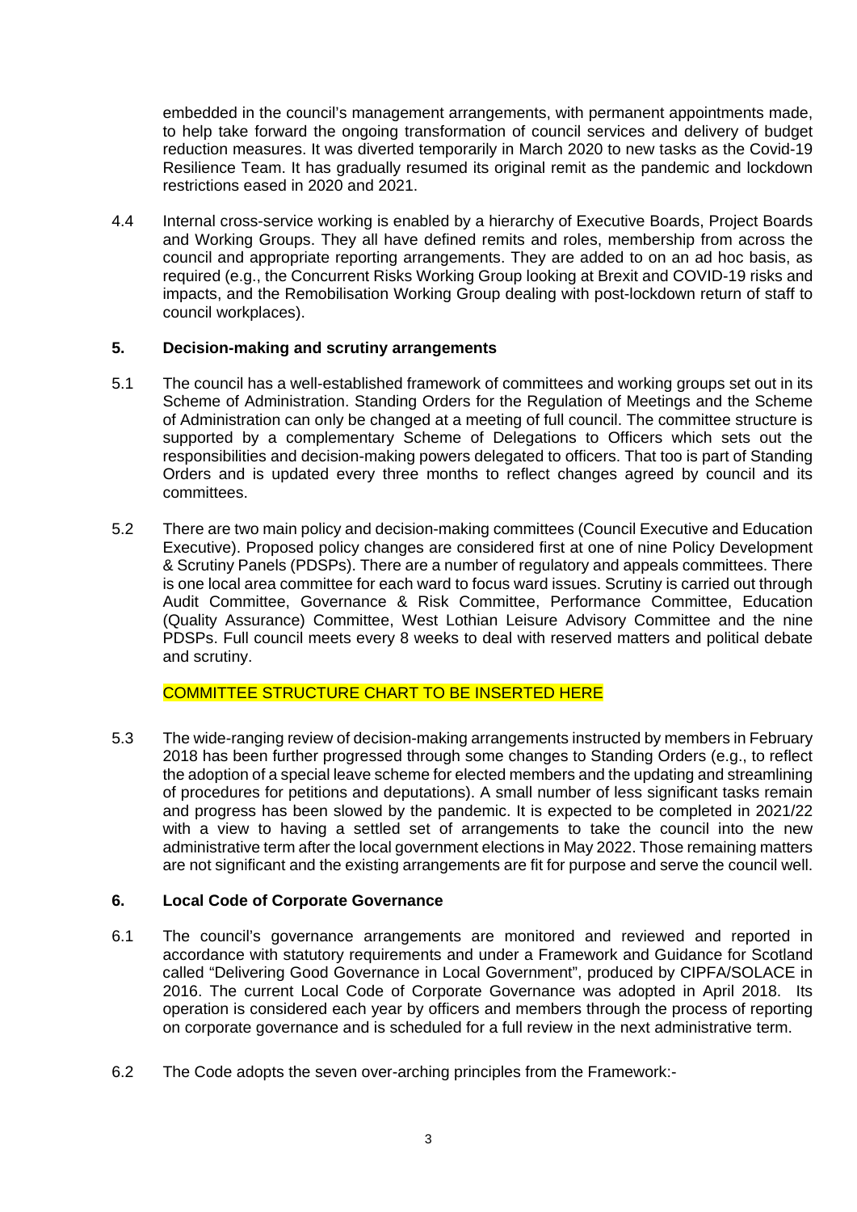embedded in the council's management arrangements, with permanent appointments made, to help take forward the ongoing transformation of council services and delivery of budget reduction measures. It was diverted temporarily in March 2020 to new tasks as the Covid-19 Resilience Team. It has gradually resumed its original remit as the pandemic and lockdown restrictions eased in 2020 and 2021.

4.4 Internal cross-service working is enabled by a hierarchy of Executive Boards, Project Boards and Working Groups. They all have defined remits and roles, membership from across the council and appropriate reporting arrangements. They are added to on an ad hoc basis, as required (e.g., the Concurrent Risks Working Group looking at Brexit and COVID-19 risks and impacts, and the Remobilisation Working Group dealing with post-lockdown return of staff to council workplaces).

## 5. Decision-making and scrutiny arrangements

5.1 The council has a well-established framework of committees and working groups set out in its Scheme of Administration. Standing Orders for the Regulation of Meetings and the Scheme of Administration can only be changed at a meeting of full council. The committee structure is supported by a complementary Scheme of Delegations to Officers which sets out the responsibilities and decision-making powers delegated to officers. That too is part of Standing Orders and is updated every three months to reflect changes agreed by council and its committees.

5.2 There are two main policy and decision-making committees (Council Executive and Education Executive). Proposed policy changes are considered first at one of nine Policy Development & Scrutiny Panels (PDSPs). There are a number of regulatory and appeals committees. There is one local area committee for each ward to focus ward issues. Scrutiny is carried out through Audit Committee, Governance & Risk Committee, Performance Committee, Education (Quality Assurance) Committee, West Lothian Leisure Advisory Committee and the nine PDSPs. Full council meets every 8 weeks to deal with reserved matters and political debate and scrutiny.

COMMITTEE STRUCTURE CHART TO BE INSERTED HERE

5.3 The wide-ranging review of decision-making arrangements instructed by members in February 2018 has been further progressed through some changes to Standing Orders (e.g., to reflect the adoption of a special leave scheme for elected members and the updating and streamlining of procedures for petitions and deputations). A small number of less significant tasks remain and progress has been slowed by the pandemic. It is expected to be completed in 2021/22 with a view to having a settled set of arrangements to take the council into the new administrative term after the local government elections in May 2022. Those remaining matters are not significant and the existing arrangements are fit for purpose and serve the council well.

## 6. Local Code of Corporate Governance

6.1 The council's governance arrangements are monitored and reviewed and reported in accordance with statutory requirements and under a Framework and Guidance for Scotland called "Delivering Good Governance in Local Government", produced by CIPFA/SOLACE in 2016. The current Local Code of Corporate Governance was adopted in April 2018. Its operation is considered each year by officers and members through the process of reporting on corporate governance and is scheduled for a full review in the next administrative term.

6.2 The Code adopts the seven over-arching principles from the Framework:-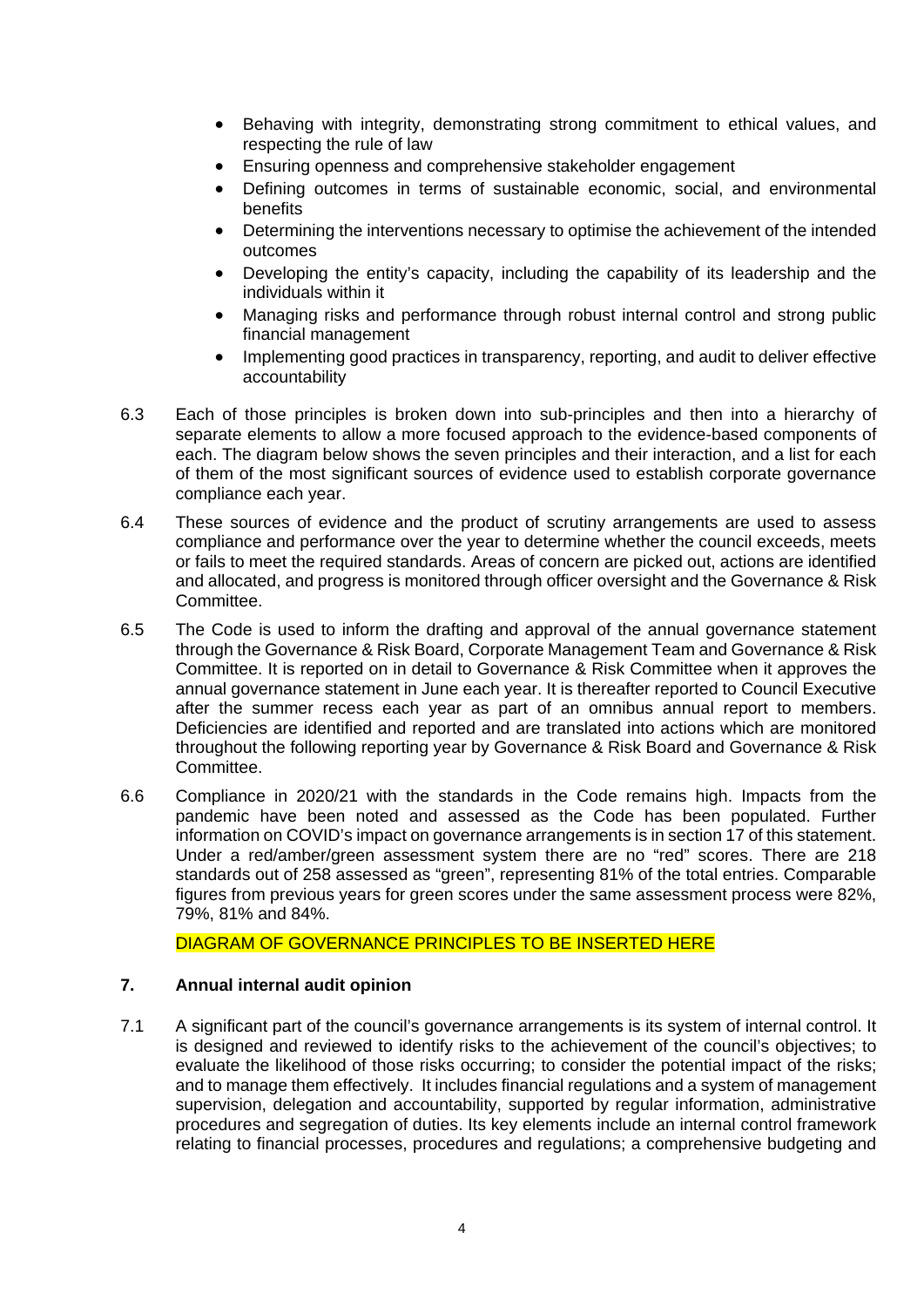- Behaving with integrity, demonstrating strong commitment to ethical values, and respecting the rule of law
- Ensuring openness and comprehensive stakeholder engagement
- Defining outcomes in terms of sustainable economic, social, and environmental benefits
- Determining the interventions necessary to optimise the achievement of the intended outcomes
- Developing the entity's capacity, including the capability of its leadership and the individuals within it
- Managing risks and performance through robust internal control and strong public financial management
- Implementing good practices in transparency, reporting, and audit to deliver effective accountability

6.3 Each of those principles is broken down into sub-principles and then into a hierarchy of separate elements to allow a more focused approach to the evidence-based components of each. The diagram below shows the seven principles and their interaction, and a list for each of them of the most significant sources of evidence used to establish corporate governance compliance each year.

6.4 These sources of evidence and the product of scrutiny arrangements are used to assess compliance and performance over the year to determine whether the council exceeds, meets or fails to meet the required standards. Areas of concern are picked out, actions are identified and allocated, and progress is monitored through officer oversight and the Governance & Risk Committee.

6.5 The Code is used to inform the drafting and approval of the annual governance statement through the Governance & Risk Board, Corporate Management Team and Governance & Risk Committee. It is reported on in detail to Governance & Risk Committee when it approves the annual governance statement in June each year. It is thereafter reported to Council Executive after the summer recess each year as part of an omnibus annual report to members. Deficiencies are identified and reported and are translated into actions which are monitored throughout the following reporting year by Governance & Risk Board and Governance & Risk Committee.

6.6 Compliance in 2020/21 with the standards in the Code remains high. Impacts from the pandemic have been noted and assessed as the Code has been populated. Further information on COVID's impact on governance arrangements is in section 17 of this statement. Under a red/amber/green assessment system there are no "red" scores. There are 218 standards out of 258 assessed as "green", representing 81% of the total entries. Comparable figures from previous years for green scores under the same assessment process were 82%, 79%, 81% and 84%.

DIAGRAM OF GOVERNANCE PRINCIPLES TO BE INSERTED HERE

## 7. Annual internal audit opinion

7.1 A significant part of the council's governance arrangements is its system of internal control. It is designed and reviewed to identify risks to the achievement of the council's objectives; to evaluate the likelihood of those risks occurring; to consider the potential impact of the risks; and to manage them effectively. It includes financial regulations and a system of management supervision, delegation and accountability, supported by regular information, administrative procedures and segregation of duties. Its key elements include an internal control framework relating to financial processes, procedures and regulations; a comprehensive budgeting and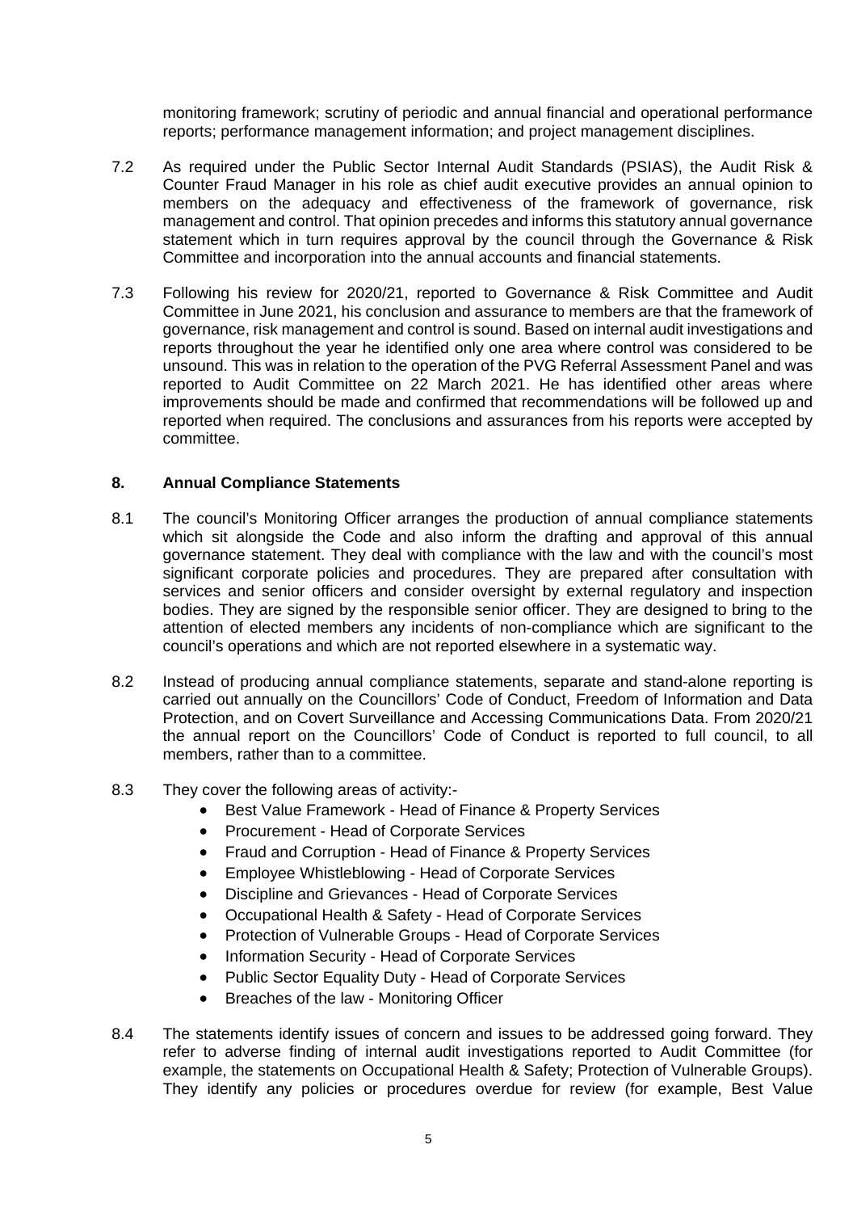monitoring framework; scrutiny of periodic and annual financial and operational performance reports; performance management information; and project management disciplines.

7.2 As required under the Public Sector Internal Audit Standards (PSIAS), the Audit Risk & Counter Fraud Manager in his role as chief audit executive provides an annual opinion to members on the adequacy and effectiveness of the framework of governance, risk management and control. That opinion precedes and informs this statutory annual governance statement which in turn requires approval by the council through the Governance & Risk Committee and incorporation into the annual accounts and financial statements.

7.3 Following his review for 2020/21, reported to Governance & Risk Committee and Audit Committee in June 2021, his conclusion and assurance to members are that the framework of governance, risk management and control is sound. Based on internal audit investigations and reports throughout the year he identified only one area where control was considered to be unsound. This was in relation to the operation of the PVG Referral Assessment Panel and was reported to Audit Committee on 22 March 2021. He has identified other areas where improvements should be made and confirmed that recommendations will be followed up and reported when required. The conclusions and assurances from his reports were accepted by committee.

## 8. Annual Compliance Statements

8.1 The council's Monitoring Officer arranges the production of annual compliance statements which sit alongside the Code and also inform the drafting and approval of this annual governance statement. They deal with compliance with the law and with the council's most significant corporate policies and procedures. They are prepared after consultation with services and senior officers and consider oversight by external regulatory and inspection bodies. They are signed by the responsible senior officer. They are designed to bring to the attention of elected members any incidents of non-compliance which are significant to the council's operations and which are not reported elsewhere in a systematic way.

8.2 Instead of producing annual compliance statements, separate and stand-alone reporting is carried out annually on the Councillors' Code of Conduct, Freedom of Information and Data Protection, and on Covert Surveillance and Accessing Communications Data. From 2020/21 the annual report on the Councillors' Code of Conduct is reported to full council, to all members, rather than to a committee.

8.3 They cover the following areas of activity:-

- Best Value Framework - Head of Finance & Property Services
- Procurement - Head of Corporate Services
- Fraud and Corruption - Head of Finance & Property Services
- Employee Whistleblowing - Head of Corporate Services
- Discipline and Grievances - Head of Corporate Services
- Occupational Health & Safety - Head of Corporate Services
- Protection of Vulnerable Groups - Head of Corporate Services
- Information Security - Head of Corporate Services
- Public Sector Equality Duty - Head of Corporate Services
- Breaches of the law - Monitoring Officer

8.4 The statements identify issues of concern and issues to be addressed going forward. They refer to adverse finding of internal audit investigations reported to Audit Committee (for example, the statements on Occupational Health & Safety; Protection of Vulnerable Groups). They identify any policies or procedures overdue for review (for example, Best Value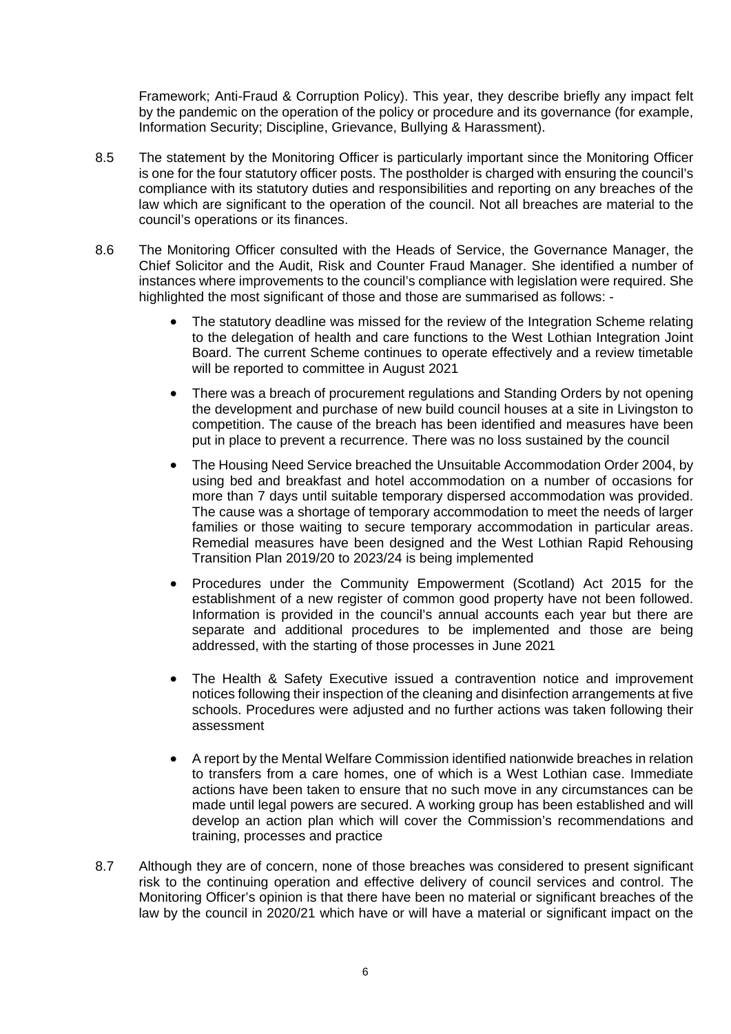Framework; Anti-Fraud & Corruption Policy). This year, they describe briefly any impact felt by the pandemic on the operation of the policy or procedure and its governance (for example, Information Security; Discipline, Grievance, Bullying & Harassment).

8.5 The statement by the Monitoring Officer is particularly important since the Monitoring Officer is one for the four statutory officer posts. The postholder is charged with ensuring the council's compliance with its statutory duties and responsibilities and reporting on any breaches of the law which are significant to the operation of the council. Not all breaches are material to the council's operations or its finances.

8.6 The Monitoring Officer consulted with the Heads of Service, the Governance Manager, the Chief Solicitor and the Audit, Risk and Counter Fraud Manager. She identified a number of instances where improvements to the council's compliance with legislation were required. She highlighted the most significant of those and those are summarised as follows: -

- The statutory deadline was missed for the review of the Integration Scheme relating to the delegation of health and care functions to the West Lothian Integration Joint Board. The current Scheme continues to operate effectively and a review timetable will be reported to committee in August 2021
- There was a breach of procurement regulations and Standing Orders by not opening the development and purchase of new build council houses at a site in Livingston to competition. The cause of the breach has been identified and measures have been put in place to prevent a recurrence. There was no loss sustained by the council
- The Housing Need Service breached the Unsuitable Accommodation Order 2004, by using bed and breakfast and hotel accommodation on a number of occasions for more than 7 days until suitable temporary dispersed accommodation was provided. The cause was a shortage of temporary accommodation to meet the needs of larger families or those waiting to secure temporary accommodation in particular areas. Remedial measures have been designed and the West Lothian Rapid Rehousing Transition Plan 2019/20 to 2023/24 is being implemented
- Procedures under the Community Empowerment (Scotland) Act 2015 for the establishment of a new register of common good property have not been followed. Information is provided in the council's annual accounts each year but there are separate and additional procedures to be implemented and those are being addressed, with the starting of those processes in June 2021
- The Health & Safety Executive issued a contravention notice and improvement notices following their inspection of the cleaning and disinfection arrangements at five schools. Procedures were adjusted and no further actions was taken following their assessment
- A report by the Mental Welfare Commission identified nationwide breaches in relation to transfers from a care homes, one of which is a West Lothian case. Immediate actions have been taken to ensure that no such move in any circumstances can be made until legal powers are secured. A working group has been established and will develop an action plan which will cover the Commission's recommendations and training, processes and practice

8.7 Although they are of concern, none of those breaches was considered to present significant risk to the continuing operation and effective delivery of council services and control. The Monitoring Officer's opinion is that there have been no material or significant breaches of the law by the council in 2020/21 which have or will have a material or significant impact on the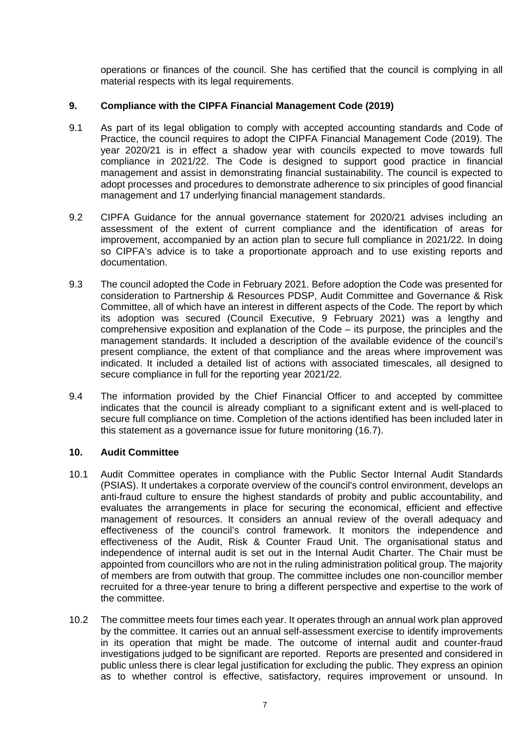operations or finances of the council. She has certified that the council is complying in all material respects with its legal requirements.

## 9. Compliance with the CIPFA Financial Management Code (2019)

9.1 As part of its legal obligation to comply with accepted accounting standards and Code of Practice, the council requires to adopt the CIPFA Financial Management Code (2019). The year 2020/21 is in effect a shadow year with councils expected to move towards full compliance in 2021/22. The Code is designed to support good practice in financial management and assist in demonstrating financial sustainability. The council is expected to adopt processes and procedures to demonstrate adherence to six principles of good financial management and 17 underlying financial management standards.

9.2 CIPFA Guidance for the annual governance statement for 2020/21 advises including an assessment of the extent of current compliance and the identification of areas for improvement, accompanied by an action plan to secure full compliance in 2021/22. In doing so CIPFA's advice is to take a proportionate approach and to use existing reports and documentation.

9.3 The council adopted the Code in February 2021. Before adoption the Code was presented for consideration to Partnership & Resources PDSP, Audit Committee and Governance & Risk Committee, all of which have an interest in different aspects of the Code. The report by which its adoption was secured (Council Executive, 9 February 2021) was a lengthy and comprehensive exposition and explanation of the Code – its purpose, the principles and the management standards. It included a description of the available evidence of the council's present compliance, the extent of that compliance and the areas where improvement was indicated. It included a detailed list of actions with associated timescales, all designed to secure compliance in full for the reporting year 2021/22.

9.4 The information provided by the Chief Financial Officer to and accepted by committee indicates that the council is already compliant to a significant extent and is well-placed to secure full compliance on time. Completion of the actions identified has been included later in this statement as a governance issue for future monitoring (16.7).

## 10. Audit Committee

10.1 Audit Committee operates in compliance with the Public Sector Internal Audit Standards (PSIAS). It undertakes a corporate overview of the council's control environment, develops an anti-fraud culture to ensure the highest standards of probity and public accountability, and evaluates the arrangements in place for securing the economical, efficient and effective management of resources. It considers an annual review of the overall adequacy and effectiveness of the council's control framework. It monitors the independence and effectiveness of the Audit, Risk & Counter Fraud Unit. The organisational status and independence of internal audit is set out in the Internal Audit Charter. The Chair must be appointed from councillors who are not in the ruling administration political group. The majority of members are from outwith that group. The committee includes one non-councillor member recruited for a three-year tenure to bring a different perspective and expertise to the work of the committee.

10.2 The committee meets four times each year. It operates through an annual work plan approved by the committee. It carries out an annual self-assessment exercise to identify improvements in its operation that might be made. The outcome of internal audit and counter-fraud investigations judged to be significant are reported. Reports are presented and considered in public unless there is clear legal justification for excluding the public. They express an opinion as to whether control is effective, satisfactory, requires improvement or unsound. In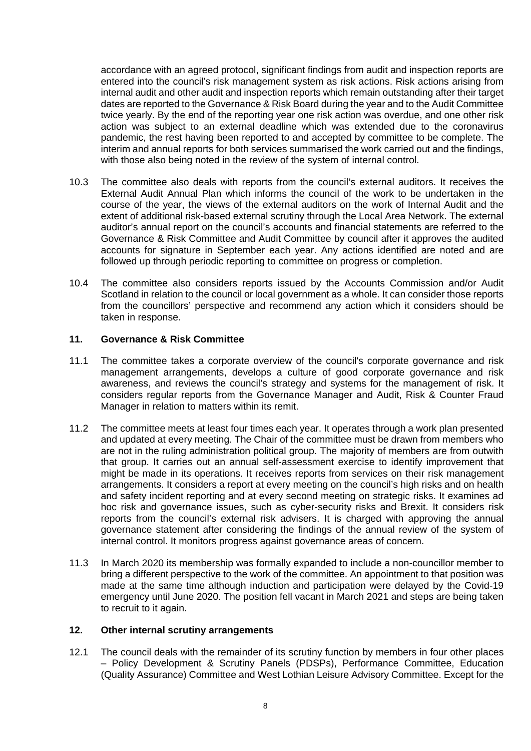accordance with an agreed protocol, significant findings from audit and inspection reports are entered into the council's risk management system as risk actions. Risk actions arising from internal audit and other audit and inspection reports which remain outstanding after their target dates are reported to the Governance & Risk Board during the year and to the Audit Committee twice yearly. By the end of the reporting year one risk action was overdue, and one other risk action was subject to an external deadline which was extended due to the coronavirus pandemic, the rest having been reported to and accepted by committee to be complete. The interim and annual reports for both services summarised the work carried out and the findings, with those also being noted in the review of the system of internal control.

10.3 The committee also deals with reports from the council's external auditors. It receives the External Audit Annual Plan which informs the council of the work to be undertaken in the course of the year, the views of the external auditors on the work of Internal Audit and the extent of additional risk-based external scrutiny through the Local Area Network. The external auditor's annual report on the council's accounts and financial statements are referred to the Governance & Risk Committee and Audit Committee by council after it approves the audited accounts for signature in September each year. Any actions identified are noted and are followed up through periodic reporting to committee on progress or completion.

10.4 The committee also considers reports issued by the Accounts Commission and/or Audit Scotland in relation to the council or local government as a whole. It can consider those reports from the councillors' perspective and recommend any action which it considers should be taken in response.

## 11. Governance & Risk Committee

11.1 The committee takes a corporate overview of the council's corporate governance and risk management arrangements, develops a culture of good corporate governance and risk awareness, and reviews the council's strategy and systems for the management of risk. It considers regular reports from the Governance Manager and Audit, Risk & Counter Fraud Manager in relation to matters within its remit.

11.2 The committee meets at least four times each year. It operates through a work plan presented and updated at every meeting. The Chair of the committee must be drawn from members who are not in the ruling administration political group. The majority of members are from outwith that group. It carries out an annual self-assessment exercise to identify improvement that might be made in its operations. It receives reports from services on their risk management arrangements. It considers a report at every meeting on the council's high risks and on health and safety incident reporting and at every second meeting on strategic risks. It examines ad hoc risk and governance issues, such as cyber-security risks and Brexit. It considers risk reports from the council's external risk advisers. It is charged with approving the annual governance statement after considering the findings of the annual review of the system of internal control. It monitors progress against governance areas of concern.

11.3 In March 2020 its membership was formally expanded to include a non-councillor member to bring a different perspective to the work of the committee. An appointment to that position was made at the same time although induction and participation were delayed by the Covid-19 emergency until June 2020. The position fell vacant in March 2021 and steps are being taken to recruit to it again.

## 12. Other internal scrutiny arrangements

12.1 The council deals with the remainder of its scrutiny function by members in four other places – Policy Development & Scrutiny Panels (PDSPs), Performance Committee, Education (Quality Assurance) Committee and West Lothian Leisure Advisory Committee. Except for the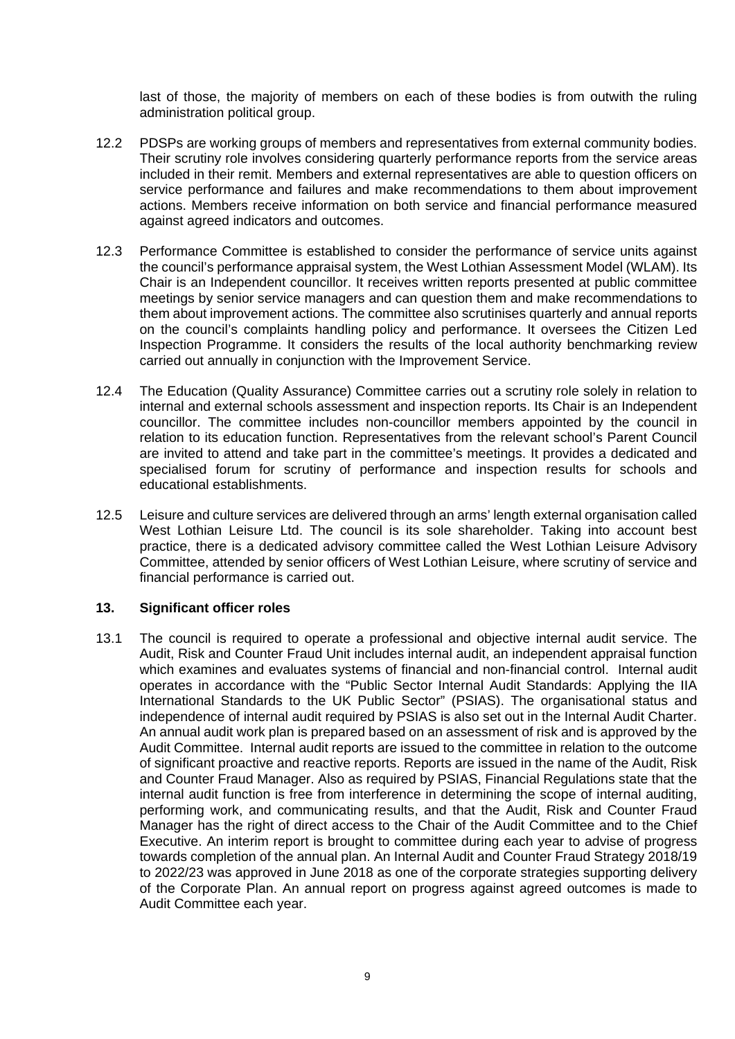last of those, the majority of members on each of these bodies is from outwith the ruling administration political group.

12.2 PDSPs are working groups of members and representatives from external community bodies. Their scrutiny role involves considering quarterly performance reports from the service areas included in their remit. Members and external representatives are able to question officers on service performance and failures and make recommendations to them about improvement actions. Members receive information on both service and financial performance measured against agreed indicators and outcomes.

12.3 Performance Committee is established to consider the performance of service units against the council's performance appraisal system, the West Lothian Assessment Model (WLAM). Its Chair is an Independent councillor. It receives written reports presented at public committee meetings by senior service managers and can question them and make recommendations to them about improvement actions. The committee also scrutinises quarterly and annual reports on the council's complaints handling policy and performance. It oversees the Citizen Led Inspection Programme. It considers the results of the local authority benchmarking review carried out annually in conjunction with the Improvement Service.

12.4 The Education (Quality Assurance) Committee carries out a scrutiny role solely in relation to internal and external schools assessment and inspection reports. Its Chair is an Independent councillor. The committee includes non-councillor members appointed by the council in relation to its education function. Representatives from the relevant school's Parent Council are invited to attend and take part in the committee's meetings. It provides a dedicated and specialised forum for scrutiny of performance and inspection results for schools and educational establishments.

12.5 Leisure and culture services are delivered through an arms' length external organisation called West Lothian Leisure Ltd. The council is its sole shareholder. Taking into account best practice, there is a dedicated advisory committee called the West Lothian Leisure Advisory Committee, attended by senior officers of West Lothian Leisure, where scrutiny of service and financial performance is carried out.

## 13. Significant officer roles

13.1 The council is required to operate a professional and objective internal audit service. The Audit, Risk and Counter Fraud Unit includes internal audit, an independent appraisal function which examines and evaluates systems of financial and non-financial control. Internal audit operates in accordance with the "Public Sector Internal Audit Standards: Applying the IIA International Standards to the UK Public Sector" (PSIAS). The organisational status and independence of internal audit required by PSIAS is also set out in the Internal Audit Charter. An annual audit work plan is prepared based on an assessment of risk and is approved by the Audit Committee. Internal audit reports are issued to the committee in relation to the outcome of significant proactive and reactive reports. Reports are issued in the name of the Audit, Risk and Counter Fraud Manager. Also as required by PSIAS, Financial Regulations state that the internal audit function is free from interference in determining the scope of internal auditing, performing work, and communicating results, and that the Audit, Risk and Counter Fraud Manager has the right of direct access to the Chair of the Audit Committee and to the Chief Executive. An interim report is brought to committee during each year to advise of progress towards completion of the annual plan. An Internal Audit and Counter Fraud Strategy 2018/19 to 2022/23 was approved in June 2018 as one of the corporate strategies supporting delivery of the Corporate Plan. An annual report on progress against agreed outcomes is made to Audit Committee each year.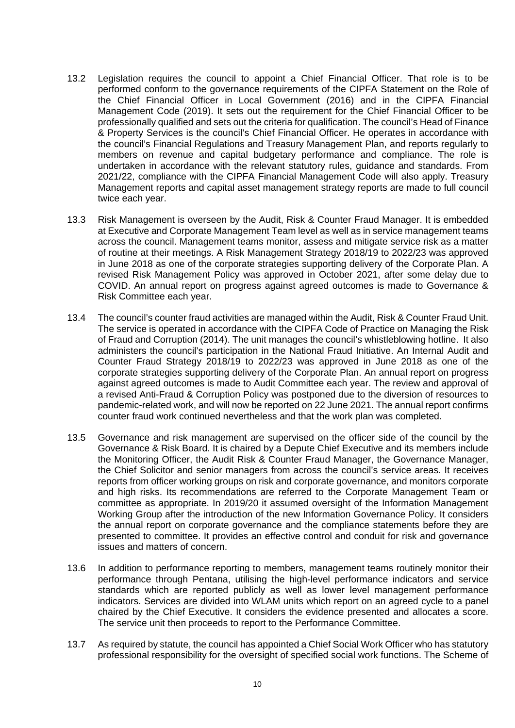13.2 Legislation requires the council to appoint a Chief Financial Officer. That role is to be performed conform to the governance requirements of the CIPFA Statement on the Role of the Chief Financial Officer in Local Government (2016) and in the CIPFA Financial Management Code (2019). It sets out the requirement for the Chief Financial Officer to be professionally qualified and sets out the criteria for qualification. The council's Head of Finance & Property Services is the council's Chief Financial Officer. He operates in accordance with the council's Financial Regulations and Treasury Management Plan, and reports regularly to members on revenue and capital budgetary performance and compliance. The role is undertaken in accordance with the relevant statutory rules, guidance and standards. From 2021/22, compliance with the CIPFA Financial Management Code will also apply. Treasury Management reports and capital asset management strategy reports are made to full council twice each year.

13.3 Risk Management is overseen by the Audit, Risk & Counter Fraud Manager. It is embedded at Executive and Corporate Management Team level as well as in service management teams across the council. Management teams monitor, assess and mitigate service risk as a matter of routine at their meetings. A Risk Management Strategy 2018/19 to 2022/23 was approved in June 2018 as one of the corporate strategies supporting delivery of the Corporate Plan. A revised Risk Management Policy was approved in October 2021, after some delay due to COVID. An annual report on progress against agreed outcomes is made to Governance & Risk Committee each year.

13.4 The council's counter fraud activities are managed within the Audit, Risk & Counter Fraud Unit. The service is operated in accordance with the CIPFA Code of Practice on Managing the Risk of Fraud and Corruption (2014). The unit manages the council's whistleblowing hotline. It also administers the council's participation in the National Fraud Initiative. An Internal Audit and Counter Fraud Strategy 2018/19 to 2022/23 was approved in June 2018 as one of the corporate strategies supporting delivery of the Corporate Plan. An annual report on progress against agreed outcomes is made to Audit Committee each year. The review and approval of a revised Anti-Fraud & Corruption Policy was postponed due to the diversion of resources to pandemic-related work, and will now be reported on 22 June 2021. The annual report confirms counter fraud work continued nevertheless and that the work plan was completed.

13.5 Governance and risk management are supervised on the officer side of the council by the Governance & Risk Board. It is chaired by a Depute Chief Executive and its members include the Monitoring Officer, the Audit Risk & Counter Fraud Manager, the Governance Manager, the Chief Solicitor and senior managers from across the council's service areas. It receives reports from officer working groups on risk and corporate governance, and monitors corporate and high risks. Its recommendations are referred to the Corporate Management Team or committee as appropriate. In 2019/20 it assumed oversight of the Information Management Working Group after the introduction of the new Information Governance Policy. It considers the annual report on corporate governance and the compliance statements before they are presented to committee. It provides an effective control and conduit for risk and governance issues and matters of concern.

13.6 In addition to performance reporting to members, management teams routinely monitor their performance through Pentana, utilising the high-level performance indicators and service standards which are reported publicly as well as lower level management performance indicators. Services are divided into WLAM units which report on an agreed cycle to a panel chaired by the Chief Executive. It considers the evidence presented and allocates a score. The service unit then proceeds to report to the Performance Committee.

13.7 As required by statute, the council has appointed a Chief Social Work Officer who has statutory professional responsibility for the oversight of specified social work functions. The Scheme of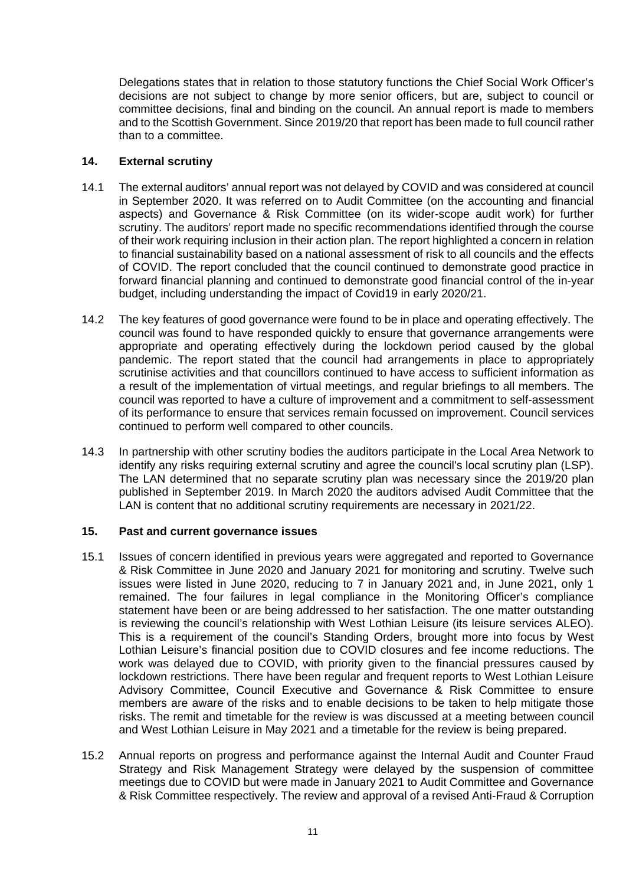Delegations states that in relation to those statutory functions the Chief Social Work Officer's decisions are not subject to change by more senior officers, but are, subject to council or committee decisions, final and binding on the council. An annual report is made to members and to the Scottish Government. Since 2019/20 that report has been made to full council rather than to a committee.

## 14. External scrutiny

14.1 The external auditors' annual report was not delayed by COVID and was considered at council in September 2020. It was referred on to Audit Committee (on the accounting and financial aspects) and Governance & Risk Committee (on its wider-scope audit work) for further scrutiny. The auditors' report made no specific recommendations identified through the course of their work requiring inclusion in their action plan. The report highlighted a concern in relation to financial sustainability based on a national assessment of risk to all councils and the effects of COVID. The report concluded that the council continued to demonstrate good practice in forward financial planning and continued to demonstrate good financial control of the in-year budget, including understanding the impact of Covid19 in early 2020/21.

14.2 The key features of good governance were found to be in place and operating effectively. The council was found to have responded quickly to ensure that governance arrangements were appropriate and operating effectively during the lockdown period caused by the global pandemic. The report stated that the council had arrangements in place to appropriately scrutinise activities and that councillors continued to have access to sufficient information as a result of the implementation of virtual meetings, and regular briefings to all members. The council was reported to have a culture of improvement and a commitment to self-assessment of its performance to ensure that services remain focussed on improvement. Council services continued to perform well compared to other councils.

14.3 In partnership with other scrutiny bodies the auditors participate in the Local Area Network to identify any risks requiring external scrutiny and agree the council's local scrutiny plan (LSP). The LAN determined that no separate scrutiny plan was necessary since the 2019/20 plan published in September 2019. In March 2020 the auditors advised Audit Committee that the LAN is content that no additional scrutiny requirements are necessary in 2021/22.

## 15. Past and current governance issues

15.1 Issues of concern identified in previous years were aggregated and reported to Governance & Risk Committee in June 2020 and January 2021 for monitoring and scrutiny. Twelve such issues were listed in June 2020, reducing to 7 in January 2021 and, in June 2021, only 1 remained. The four failures in legal compliance in the Monitoring Officer's compliance statement have been or are being addressed to her satisfaction. The one matter outstanding is reviewing the council's relationship with West Lothian Leisure (its leisure services ALEO). This is a requirement of the council's Standing Orders, brought more into focus by West Lothian Leisure's financial position due to COVID closures and fee income reductions. The work was delayed due to COVID, with priority given to the financial pressures caused by lockdown restrictions. There have been regular and frequent reports to West Lothian Leisure Advisory Committee, Council Executive and Governance & Risk Committee to ensure members are aware of the risks and to enable decisions to be taken to help mitigate those risks. The remit and timetable for the review is was discussed at a meeting between council and West Lothian Leisure in May 2021 and a timetable for the review is being prepared.

15.2 Annual reports on progress and performance against the Internal Audit and Counter Fraud Strategy and Risk Management Strategy were delayed by the suspension of committee meetings due to COVID but were made in January 2021 to Audit Committee and Governance & Risk Committee respectively. The review and approval of a revised Anti-Fraud & Corruption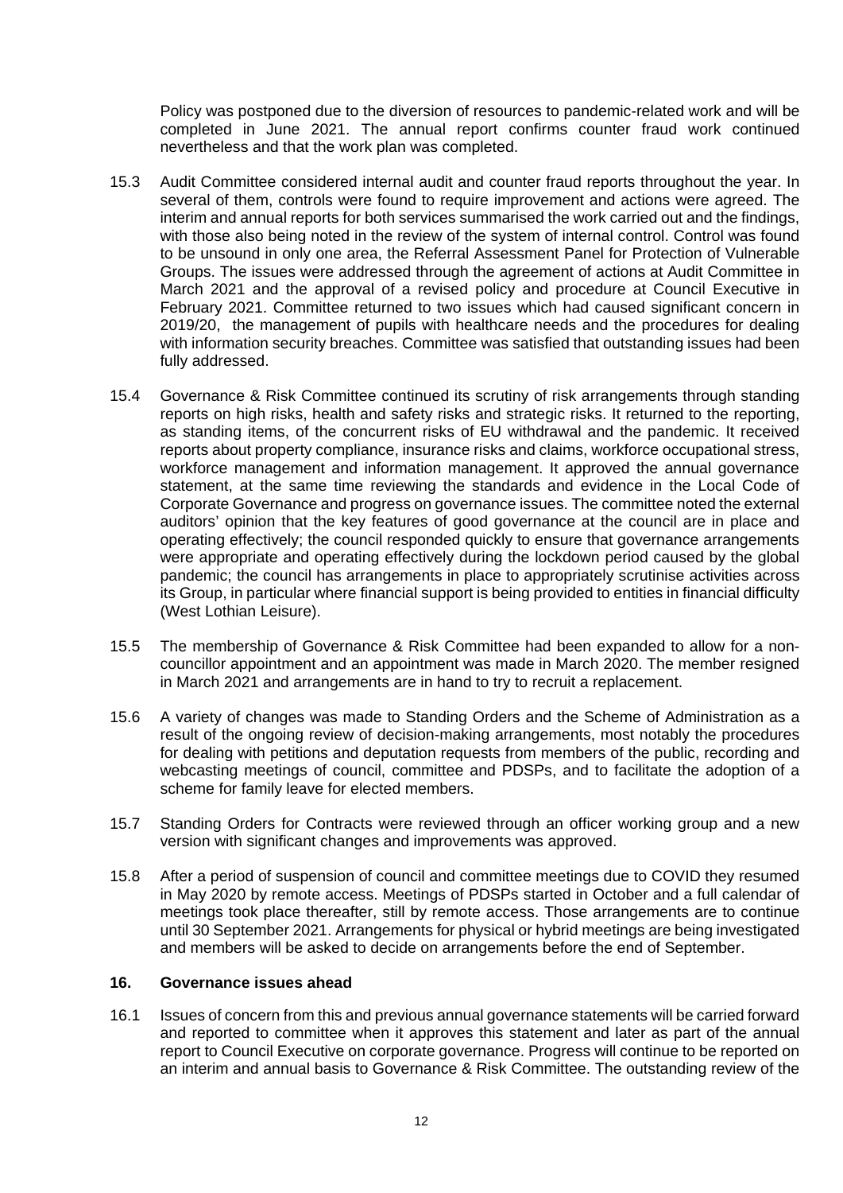Policy was postponed due to the diversion of resources to pandemic-related work and will be completed in June 2021. The annual report confirms counter fraud work continued nevertheless and that the work plan was completed.

15.3 Audit Committee considered internal audit and counter fraud reports throughout the year. In several of them, controls were found to require improvement and actions were agreed. The interim and annual reports for both services summarised the work carried out and the findings, with those also being noted in the review of the system of internal control. Control was found to be unsound in only one area, the Referral Assessment Panel for Protection of Vulnerable Groups. The issues were addressed through the agreement of actions at Audit Committee in March 2021 and the approval of a revised policy and procedure at Council Executive in February 2021. Committee returned to two issues which had caused significant concern in 2019/20, the management of pupils with healthcare needs and the procedures for dealing with information security breaches. Committee was satisfied that outstanding issues had been fully addressed.

15.4 Governance & Risk Committee continued its scrutiny of risk arrangements through standing reports on high risks, health and safety risks and strategic risks. It returned to the reporting, as standing items, of the concurrent risks of EU withdrawal and the pandemic. It received reports about property compliance, insurance risks and claims, workforce occupational stress, workforce management and information management. It approved the annual governance statement, at the same time reviewing the standards and evidence in the Local Code of Corporate Governance and progress on governance issues. The committee noted the external auditors' opinion that the key features of good governance at the council are in place and operating effectively; the council responded quickly to ensure that governance arrangements were appropriate and operating effectively during the lockdown period caused by the global pandemic; the council has arrangements in place to appropriately scrutinise activities across its Group, in particular where financial support is being provided to entities in financial difficulty (West Lothian Leisure).

15.5 The membership of Governance & Risk Committee had been expanded to allow for a non-councillor appointment and an appointment was made in March 2020. The member resigned in March 2021 and arrangements are in hand to try to recruit a replacement.

15.6 A variety of changes was made to Standing Orders and the Scheme of Administration as a result of the ongoing review of decision-making arrangements, most notably the procedures for dealing with petitions and deputation requests from members of the public, recording and webcasting meetings of council, committee and PDSPs, and to facilitate the adoption of a scheme for family leave for elected members.

15.7 Standing Orders for Contracts were reviewed through an officer working group and a new version with significant changes and improvements was approved.

15.8 After a period of suspension of council and committee meetings due to COVID they resumed in May 2020 by remote access. Meetings of PDSPs started in October and a full calendar of meetings took place thereafter, still by remote access. Those arrangements are to continue until 30 September 2021. Arrangements for physical or hybrid meetings are being investigated and members will be asked to decide on arrangements before the end of September.

## 16. Governance issues ahead

16.1 Issues of concern from this and previous annual governance statements will be carried forward and reported to committee when it approves this statement and later as part of the annual report to Council Executive on corporate governance. Progress will continue to be reported on an interim and annual basis to Governance & Risk Committee. The outstanding review of the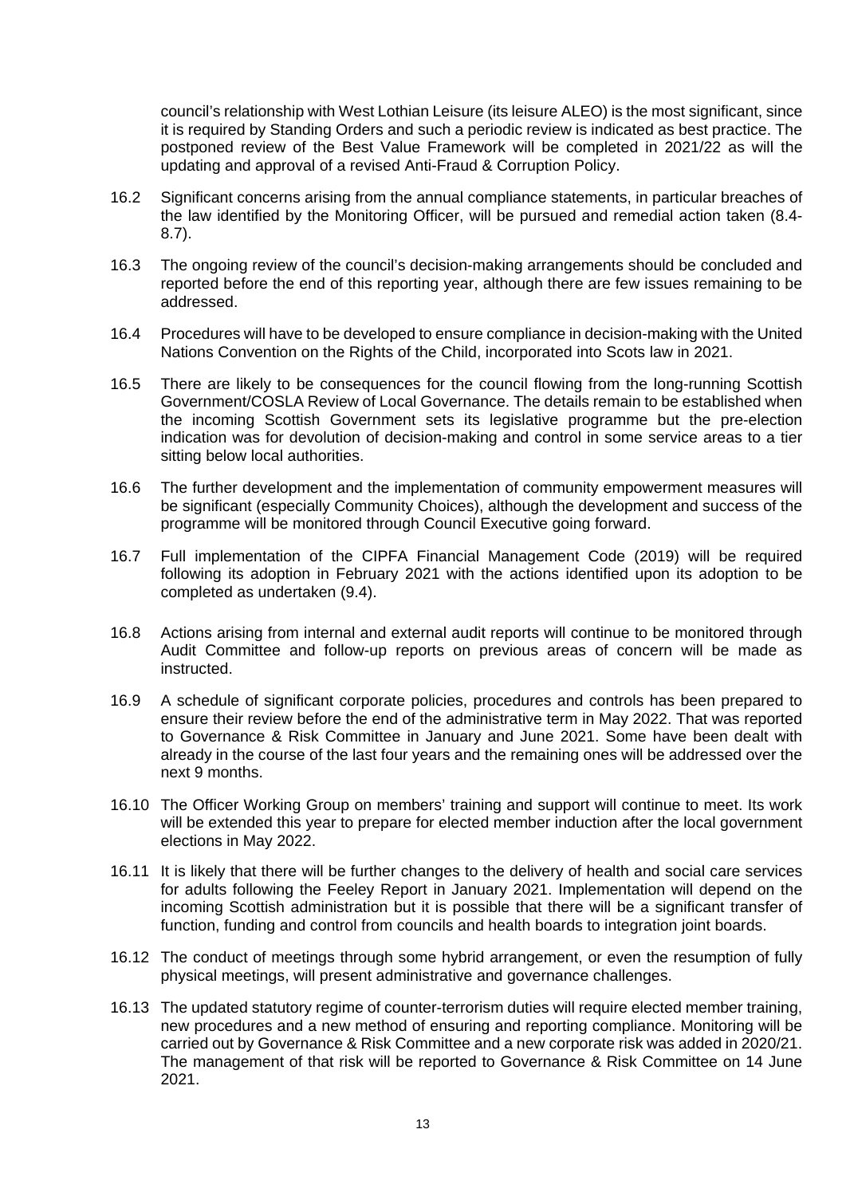council's relationship with West Lothian Leisure (its leisure ALEO) is the most significant, since it is required by Standing Orders and such a periodic review is indicated as best practice. The postponed review of the Best Value Framework will be completed in 2021/22 as will the updating and approval of a revised Anti-Fraud & Corruption Policy.

16.2 Significant concerns arising from the annual compliance statements, in particular breaches of the law identified by the Monitoring Officer, will be pursued and remedial action taken (8.4-8.7).

16.3 The ongoing review of the council's decision-making arrangements should be concluded and reported before the end of this reporting year, although there are few issues remaining to be addressed.

16.4 Procedures will have to be developed to ensure compliance in decision-making with the United Nations Convention on the Rights of the Child, incorporated into Scots law in 2021.

16.5 There are likely to be consequences for the council flowing from the long-running Scottish Government/COSLA Review of Local Governance. The details remain to be established when the incoming Scottish Government sets its legislative programme but the pre-election indication was for devolution of decision-making and control in some service areas to a tier sitting below local authorities.

16.6 The further development and the implementation of community empowerment measures will be significant (especially Community Choices), although the development and success of the programme will be monitored through Council Executive going forward.

16.7 Full implementation of the CIPFA Financial Management Code (2019) will be required following its adoption in February 2021 with the actions identified upon its adoption to be completed as undertaken (9.4).

16.8 Actions arising from internal and external audit reports will continue to be monitored through Audit Committee and follow-up reports on previous areas of concern will be made as instructed.

16.9 A schedule of significant corporate policies, procedures and controls has been prepared to ensure their review before the end of the administrative term in May 2022. That was reported to Governance & Risk Committee in January and June 2021. Some have been dealt with already in the course of the last four years and the remaining ones will be addressed over the next 9 months.

16.10 The Officer Working Group on members' training and support will continue to meet. Its work will be extended this year to prepare for elected member induction after the local government elections in May 2022.

16.11 It is likely that there will be further changes to the delivery of health and social care services for adults following the Feeley Report in January 2021. Implementation will depend on the incoming Scottish administration but it is possible that there will be a significant transfer of function, funding and control from councils and health boards to integration joint boards.

16.12 The conduct of meetings through some hybrid arrangement, or even the resumption of fully physical meetings, will present administrative and governance challenges.

16.13 The updated statutory regime of counter-terrorism duties will require elected member training, new procedures and a new method of ensuring and reporting compliance. Monitoring will be carried out by Governance & Risk Committee and a new corporate risk was added in 2020/21. The management of that risk will be reported to Governance & Risk Committee on 14 June 2021.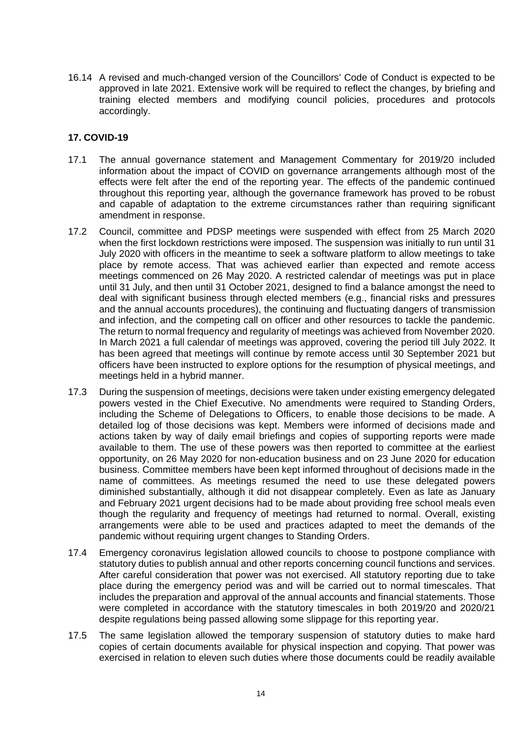16.14 A revised and much-changed version of the Councillors' Code of Conduct is expected to be approved in late 2021. Extensive work will be required to reflect the changes, by briefing and training elected members and modifying council policies, procedures and protocols accordingly.

## 17. COVID-19

17.1 The annual governance statement and Management Commentary for 2019/20 included information about the impact of COVID on governance arrangements although most of the effects were felt after the end of the reporting year. The effects of the pandemic continued throughout this reporting year, although the governance framework has proved to be robust and capable of adaptation to the extreme circumstances rather than requiring significant amendment in response.

17.2 Council, committee and PDSP meetings were suspended with effect from 25 March 2020 when the first lockdown restrictions were imposed. The suspension was initially to run until 31 July 2020 with officers in the meantime to seek a software platform to allow meetings to take place by remote access. That was achieved earlier than expected and remote access meetings commenced on 26 May 2020. A restricted calendar of meetings was put in place until 31 July, and then until 31 October 2021, designed to find a balance amongst the need to deal with significant business through elected members (e.g., financial risks and pressures and the annual accounts procedures), the continuing and fluctuating dangers of transmission and infection, and the competing call on officer and other resources to tackle the pandemic. The return to normal frequency and regularity of meetings was achieved from November 2020. In March 2021 a full calendar of meetings was approved, covering the period till July 2022. It has been agreed that meetings will continue by remote access until 30 September 2021 but officers have been instructed to explore options for the resumption of physical meetings, and meetings held in a hybrid manner.

17.3 During the suspension of meetings, decisions were taken under existing emergency delegated powers vested in the Chief Executive. No amendments were required to Standing Orders, including the Scheme of Delegations to Officers, to enable those decisions to be made. A detailed log of those decisions was kept. Members were informed of decisions made and actions taken by way of daily email briefings and copies of supporting reports were made available to them. The use of these powers was then reported to committee at the earliest opportunity, on 26 May 2020 for non-education business and on 23 June 2020 for education business. Committee members have been kept informed throughout of decisions made in the name of committees. As meetings resumed the need to use these delegated powers diminished substantially, although it did not disappear completely. Even as late as January and February 2021 urgent decisions had to be made about providing free school meals even though the regularity and frequency of meetings had returned to normal. Overall, existing arrangements were able to be used and practices adapted to meet the demands of the pandemic without requiring urgent changes to Standing Orders.

17.4 Emergency coronavirus legislation allowed councils to choose to postpone compliance with statutory duties to publish annual and other reports concerning council functions and services. After careful consideration that power was not exercised. All statutory reporting due to take place during the emergency period was and will be carried out to normal timescales. That includes the preparation and approval of the annual accounts and financial statements. Those were completed in accordance with the statutory timescales in both 2019/20 and 2020/21 despite regulations being passed allowing some slippage for this reporting year.

17.5 The same legislation allowed the temporary suspension of statutory duties to make hard copies of certain documents available for physical inspection and copying. That power was exercised in relation to eleven such duties where those documents could be readily available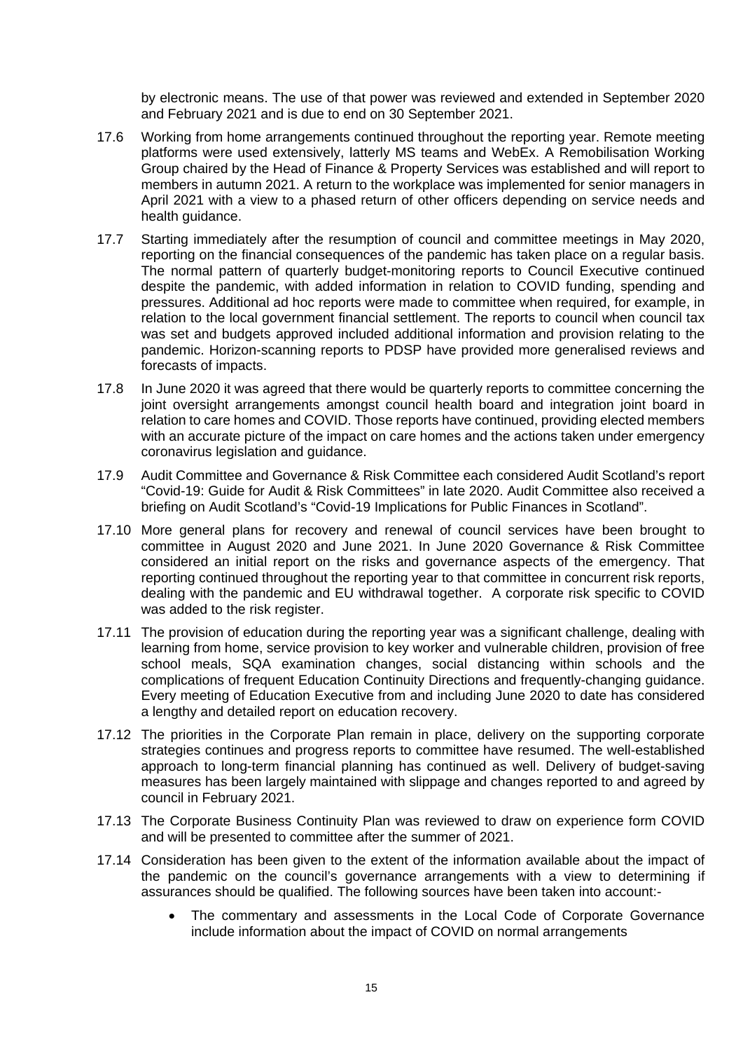by electronic means. The use of that power was reviewed and extended in September 2020 and February 2021 and is due to end on 30 September 2021.

17.6 Working from home arrangements continued throughout the reporting year. Remote meeting platforms were used extensively, latterly MS teams and WebEx. A Remobilisation Working Group chaired by the Head of Finance & Property Services was established and will report to members in autumn 2021. A return to the workplace was implemented for senior managers in April 2021 with a view to a phased return of other officers depending on service needs and health guidance.

17.7 Starting immediately after the resumption of council and committee meetings in May 2020, reporting on the financial consequences of the pandemic has taken place on a regular basis. The normal pattern of quarterly budget-monitoring reports to Council Executive continued despite the pandemic, with added information in relation to COVID funding, spending and pressures. Additional ad hoc reports were made to committee when required, for example, in relation to the local government financial settlement. The reports to council when council tax was set and budgets approved included additional information and provision relating to the pandemic. Horizon-scanning reports to PDSP have provided more generalised reviews and forecasts of impacts.

17.8 In June 2020 it was agreed that there would be quarterly reports to committee concerning the joint oversight arrangements amongst council health board and integration joint board in relation to care homes and COVID. Those reports have continued, providing elected members with an accurate picture of the impact on care homes and the actions taken under emergency coronavirus legislation and guidance.

17.9 Audit Committee and Governance & Risk Committee each considered Audit Scotland's report "Covid-19: Guide for Audit & Risk Committees" in late 2020. Audit Committee also received a briefing on Audit Scotland's "Covid-19 Implications for Public Finances in Scotland".

17.10 More general plans for recovery and renewal of council services have been brought to committee in August 2020 and June 2021. In June 2020 Governance & Risk Committee considered an initial report on the risks and governance aspects of the emergency. That reporting continued throughout the reporting year to that committee in concurrent risk reports, dealing with the pandemic and EU withdrawal together. A corporate risk specific to COVID was added to the risk register.

17.11 The provision of education during the reporting year was a significant challenge, dealing with learning from home, service provision to key worker and vulnerable children, provision of free school meals, SQA examination changes, social distancing within schools and the complications of frequent Education Continuity Directions and frequently-changing guidance. Every meeting of Education Executive from and including June 2020 to date has considered a lengthy and detailed report on education recovery.

17.12 The priorities in the Corporate Plan remain in place, delivery on the supporting corporate strategies continues and progress reports to committee have resumed. The well-established approach to long-term financial planning has continued as well. Delivery of budget-saving measures has been largely maintained with slippage and changes reported to and agreed by council in February 2021.

17.13 The Corporate Business Continuity Plan was reviewed to draw on experience form COVID and will be presented to committee after the summer of 2021.

17.14 Consideration has been given to the extent of the information available about the impact of the pandemic on the council's governance arrangements with a view to determining if assurances should be qualified. The following sources have been taken into account:-

- The commentary and assessments in the Local Code of Corporate Governance include information about the impact of COVID on normal arrangements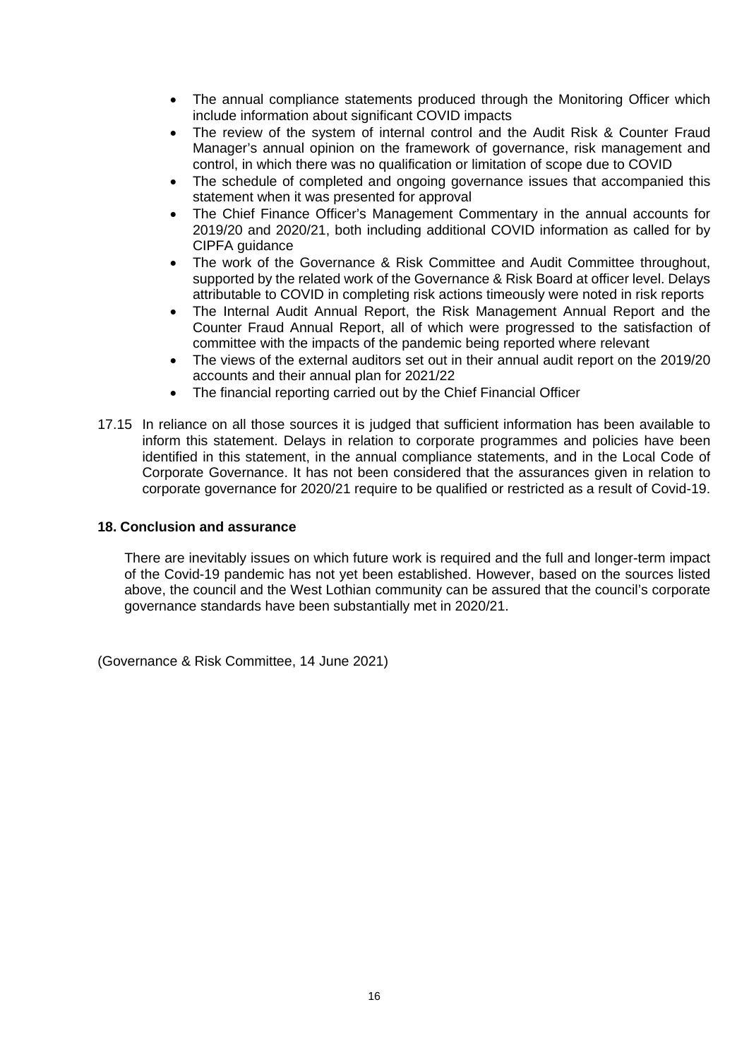- The annual compliance statements produced through the Monitoring Officer which include information about significant COVID impacts
- The review of the system of internal control and the Audit Risk & Counter Fraud Manager's annual opinion on the framework of governance, risk management and control, in which there was no qualification or limitation of scope due to COVID
- The schedule of completed and ongoing governance issues that accompanied this statement when it was presented for approval
- The Chief Finance Officer's Management Commentary in the annual accounts for 2019/20 and 2020/21, both including additional COVID information as called for by CIPFA guidance
- The work of the Governance & Risk Committee and Audit Committee throughout, supported by the related work of the Governance & Risk Board at officer level. Delays attributable to COVID in completing risk actions timeously were noted in risk reports
- The Internal Audit Annual Report, the Risk Management Annual Report and the Counter Fraud Annual Report, all of which were progressed to the satisfaction of committee with the impacts of the pandemic being reported where relevant
- The views of the external auditors set out in their annual audit report on the 2019/20 accounts and their annual plan for 2021/22
- The financial reporting carried out by the Chief Financial Officer

17.15 In reliance on all those sources it is judged that sufficient information has been available to inform this statement. Delays in relation to corporate programmes and policies have been identified in this statement, in the annual compliance statements, and in the Local Code of Corporate Governance. It has not been considered that the assurances given in relation to corporate governance for 2020/21 require to be qualified or restricted as a result of Covid-19.

**18. Conclusion and assurance**

There are inevitably issues on which future work is required and the full and longer-term impact of the Covid-19 pandemic has not yet been established. However, based on the sources listed above, the council and the West Lothian community can be assured that the council's corporate governance standards have been substantially met in 2020/21.

(Governance & Risk Committee, 14 June 2021)